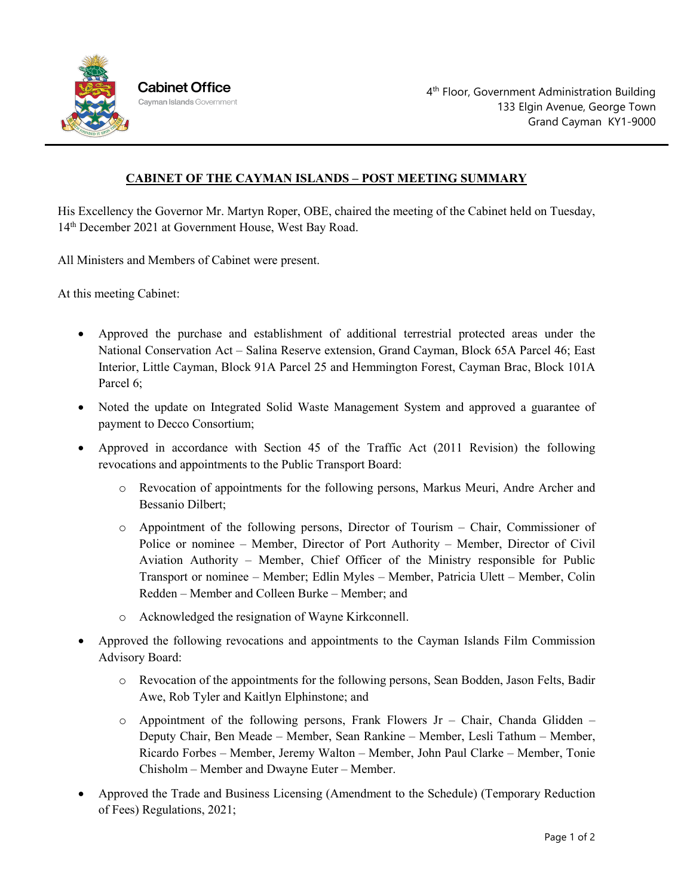Cabinet Office
Cayman Islands Government

4th Floor, Government Administration Building
133 Elgin Avenue, George Town
Grand Cayman KY1-9000

# CABINET OF THE CAYMAN ISLANDS – POST MEETING SUMMARY

His Excellency the Governor Mr. Martyn Roper, OBE, chaired the meeting of the Cabinet held on Tuesday, 14th December 2021 at Government House, West Bay Road.

All Ministers and Members of Cabinet were present.

At this meeting Cabinet:

- Approved the purchase and establishment of additional terrestrial protected areas under the National Conservation Act – Salina Reserve extension, Grand Cayman, Block 65A Parcel 46; East Interior, Little Cayman, Block 91A Parcel 25 and Hemmington Forest, Cayman Brac, Block 101A Parcel 6;
- Noted the update on Integrated Solid Waste Management System and approved a guarantee of payment to Decco Consortium;
- Approved in accordance with Section 45 of the Traffic Act (2011 Revision) the following revocations and appointments to the Public Transport Board:
    - Revocation of appointments for the following persons, Markus Meuri, Andre Archer and Bessanio Dilbert;
    - Appointment of the following persons, Director of Tourism – Chair, Commissioner of Police or nominee – Member, Director of Port Authority – Member, Director of Civil Aviation Authority – Member, Chief Officer of the Ministry responsible for Public Transport or nominee – Member; Edlin Myles – Member, Patricia Ulett – Member, Colin Redden – Member and Colleen Burke – Member; and
    - Acknowledged the resignation of Wayne Kirkconnell.
- Approved the following revocations and appointments to the Cayman Islands Film Commission Advisory Board:
    - Revocation of the appointments for the following persons, Sean Bodden, Jason Felts, Badir Awe, Rob Tyler and Kaitlyn Elphinstone; and
    - Appointment of the following persons, Frank Flowers Jr – Chair, Chanda Glidden – Deputy Chair, Ben Meade – Member, Sean Rankine – Member, Lesli Tathum – Member, Ricardo Forbes – Member, Jeremy Walton – Member, John Paul Clarke – Member, Tonie Chisholm – Member and Dwayne Euter – Member.
- Approved the Trade and Business Licensing (Amendment to the Schedule) (Temporary Reduction of Fees) Regulations, 2021;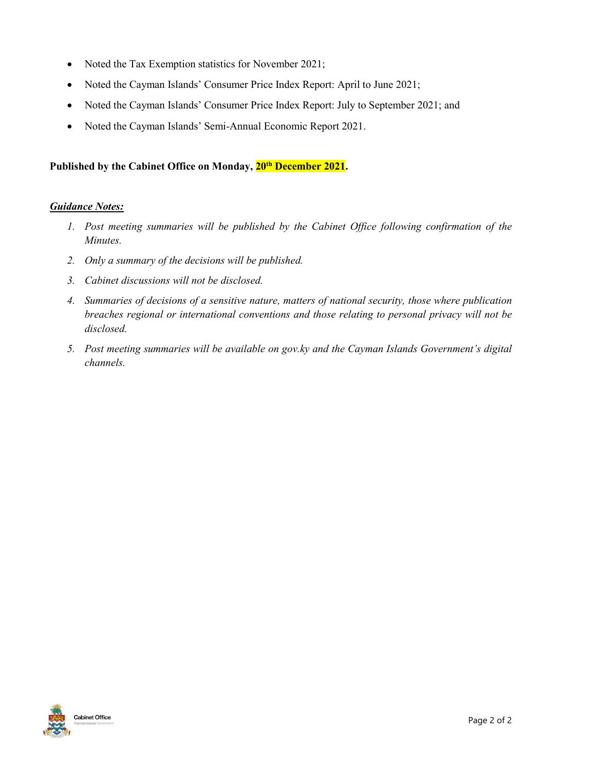- Noted the Tax Exemption statistics for November 2021;
- Noted the Cayman Islands' Consumer Price Index Report: April to June 2021;
- Noted the Cayman Islands' Consumer Price Index Report: July to September 2021; and
- Noted the Cayman Islands' Semi-Annual Economic Report 2021.

**Published by the Cabinet Office on Monday, 20th December 2021.**

***Guidance Notes:***

1. *Post meeting summaries will be published by the Cabinet Office following confirmation of the Minutes.*
2. *Only a summary of the decisions will be published.*
3. *Cabinet discussions will not be disclosed.*
4. *Summaries of decisions of a sensitive nature, matters of national security, those where publication breaches regional or international conventions and those relating to personal privacy will not be disclosed.*
5. *Post meeting summaries will be available on gov.ky and the Cayman Islands Government's digital channels.*